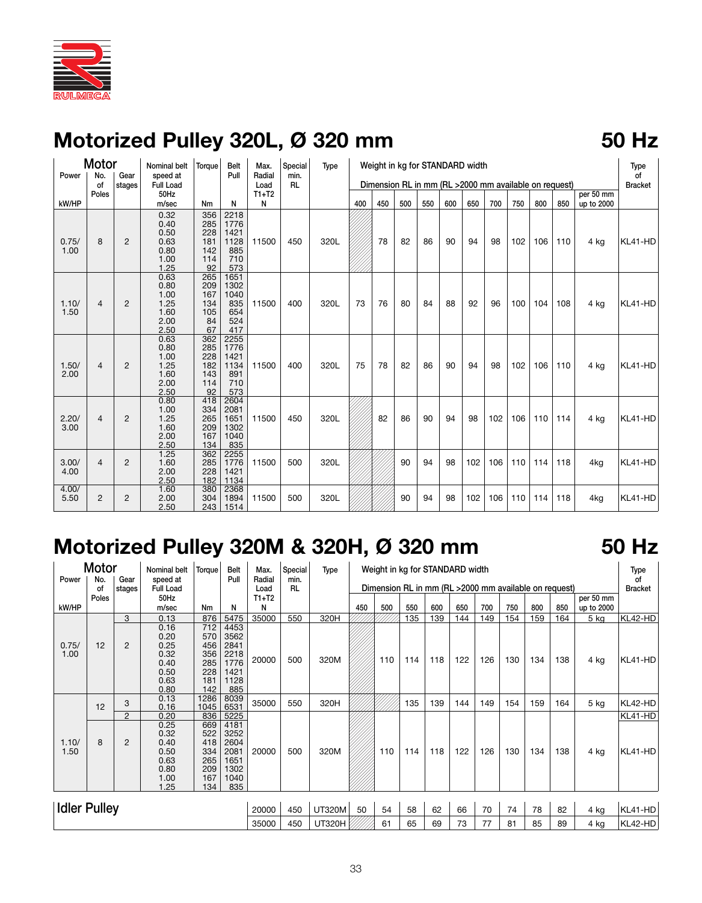RULMECA

# Motorized Pulley 320L, Ø 320 mm

**50 Hz**

| Motor Power kW/HP | No. of Poles | Gear stages | Nominal belt speed at Full Load 50Hz m/sec | Torque Nm | Belt Pull N | Max. Radial Load T1+T2 N | Special min. RL | Type | 400 | 450 | 500 | 550 | 600 | 650 | 700 | 750 | 800 | 850 | per 50 mm up to 2000 | Type of Bracket |
|---|---|---|---|---|---|---|---|---|---|---|---|---|---|---|---|---|---|---|---|---|
| | | | | | | | | | Weight in kg for STANDARD width / Dimension RL in mm (RL >2000 mm available on request) | | | | | | | | | | | |
| 0.75/ 1.00 | 8 | 2 | 0.32<br>0.40<br>0.50<br>0.63<br>0.80<br>1.00<br>1.25 | 356<br>285<br>228<br>181<br>142<br>114<br>92 | 2218<br>1776<br>1421<br>1128<br>885<br>710<br>573 | 11500 | 450 | 320L | | 78 | 82 | 86 | 90 | 94 | 98 | 102 | 106 | 110 | 4 kg | KL41-HD |
| 1.10/ 1.50 | 4 | 2 | 0.63<br>0.80<br>1.00<br>1.25<br>1.60<br>2.00<br>2.50 | 265<br>209<br>167<br>134<br>105<br>84<br>67 | 1651<br>1302<br>1040<br>835<br>654<br>524<br>417 | 11500 | 400 | 320L | 73 | 76 | 80 | 84 | 88 | 92 | 96 | 100 | 104 | 108 | 4 kg | KL41-HD |
| 1.50/ 2.00 | 4 | 2 | 0.63<br>0.80<br>1.00<br>1.25<br>1.60<br>2.00<br>2.50 | 362<br>285<br>228<br>182<br>143<br>114<br>92 | 2255<br>1776<br>1421<br>1134<br>891<br>710<br>573 | 11500 | 400 | 320L | 75 | 78 | 82 | 86 | 90 | 94 | 98 | 102 | 106 | 110 | 4 kg | KL41-HD |
| 2.20/ 3.00 | 4 | 2 | 0.80<br>1.00<br>1.25<br>1.60<br>2.00<br>2.50 | 418<br>334<br>265<br>209<br>167<br>134 | 2604<br>2081<br>1651<br>1302<br>1040<br>835 | 11500 | 450 | 320L | | 82 | 86 | 90 | 94 | 98 | 102 | 106 | 110 | 114 | 4 kg | KL41-HD |
| 3.00/ 4.00 | 4 | 2 | 1.25<br>1.60<br>2.00<br>2.50 | 362<br>285<br>228<br>182 | 2255<br>1776<br>1421<br>1134 | 11500 | 500 | 320L | | | 90 | 94 | 98 | 102 | 106 | 110 | 114 | 118 | 4kg | KL41-HD |
| 4.00/ 5.50 | 2 | 2 | 1.60<br>2.00<br>2.50 | 380<br>304<br>243 | 2368<br>1894<br>1514 | 11500 | 500 | 320L | | | 90 | 94 | 98 | 102 | 106 | 110 | 114 | 118 | 4kg | KL41-HD |

# Motorized Pulley 320M & 320H, Ø 320 mm

**50 Hz**

| Motor Power kW/HP | No. of Poles | Gear stages | Nominal belt speed at Full Load 50Hz m/sec | Torque Nm | Belt Pull N | Max. Radial Load T1+T2 N | Special min. RL | Type | 450 | 500 | 550 | 600 | 650 | 700 | 750 | 800 | 850 | per 50 mm up to 2000 | Type of Bracket |
|---|---|---|---|---|---|---|---|---|---|---|---|---|---|---|---|---|---|---|---|
| | | | | | | | | | Weight in kg for STANDARD width / Dimension RL in mm (RL >2000 mm available on request) | | | | | | | | | | |
| 0.75/ 1.00 | 12 | 3 | 0.13 | 876 | 5475 | 35000 | 550 | 320H | | | 135 | 139 | 144 | 149 | 154 | 159 | 164 | 5 kg | KL42-HD |
| | 12 | 2 | 0.16<br>0.20<br>0.25<br>0.32<br>0.40<br>0.50<br>0.63<br>0.80 | 712<br>570<br>456<br>356<br>285<br>228<br>181<br>142 | 4453<br>3562<br>2841<br>2218<br>1776<br>1421<br>1128<br>885 | 20000 | 500 | 320M | | 110 | 114 | 118 | 122 | 126 | 130 | 134 | 138 | 4 kg | KL41-HD |
| 1.10/ 1.50 | 12 | 3 | 0.13<br>0.16 | 1286<br>1045 | 8039<br>6531 | 35000 | 550 | 320H | | | 135 | 139 | 144 | 149 | 154 | 159 | 164 | 5 kg | KL42-HD |
| | 8 | 2 | 0.20<br>0.25<br>0.32<br>0.40<br>0.50<br>0.63<br>0.80<br>1.00<br>1.25 | 836<br>669<br>522<br>418<br>334<br>265<br>209<br>167<br>134 | 5225<br>4181<br>3252<br>2604<br>2081<br>1651<br>1302<br>1040<br>835 | 20000 | 500 | 320M | | 110 | 114 | 118 | 122 | 126 | 130 | 134 | 138 | 4 kg | KL41-HD |
| **Idler Pulley** | | | | | | 20000 | 450 | UT320M | 50 | 54 | 58 | 62 | 66 | 70 | 74 | 78 | 82 | 4 kg | KL41-HD |
| | | | | | | 35000 | 450 | UT320H | | 61 | 65 | 69 | 73 | 77 | 81 | 85 | 89 | 4 kg | KL42-HD |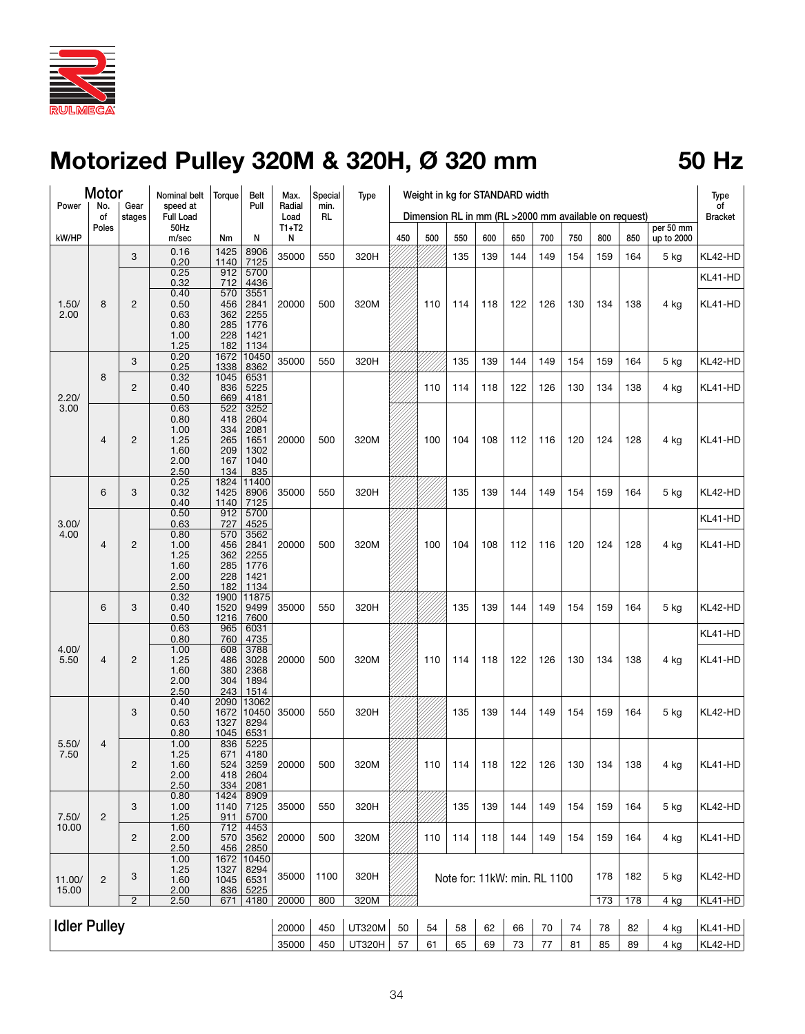# Motorized Pulley 320M & 320H, Ø 320 mm

## 50 Hz

| Motor Power kW/HP | Motor No. of Poles | Motor Gear stages | Nominal belt speed at Full Load 50Hz m/sec | Torque Nm | Belt Pull N | Max. Radial Load T1+T2 N | Special min. RL | Type | Weight in kg for STANDARD width – Dimension RL in mm (RL >2000 mm available on request) | | | | | | | | | | Type of Bracket |
|---|---|---|---|---|---|---|---|---|---|---|---|---|---|---|---|---|---|---|---|
| | | | | | | | | | 450 | 500 | 550 | 600 | 650 | 700 | 750 | 800 | 850 | per 50 mm up to 2000 | |
| 1.50/<br>2.00 | 8 | 3 | 0.16<br>0.20 | 1425<br>1140 | 8906<br>7125 | 35000 | 550 | 320H | | | 135 | 139 | 144 | 149 | 154 | 159 | 164 | 5 kg | KL42-HD |
| | | 2 | 0.25<br>0.32<br>0.40<br>0.50<br>0.63<br>0.80<br>1.00<br>1.25 | 912<br>712<br>570<br>456<br>362<br>285<br>228<br>182 | 5700<br>4436<br>3551<br>2841<br>2255<br>1776<br>1421<br>1134 | 20000 | 500 | 320M | | 110 | 114 | 118 | 122 | 126 | 130 | 134 | 138 | 4 kg | KL41-HD<br>KL41-HD |
| 2.20/<br>3.00 | 8 | 3 | 0.20<br>0.25 | 1672<br>1338 | 10450<br>8362 | 35000 | 550 | 320H | | | 135 | 139 | 144 | 149 | 154 | 159 | 164 | 5 kg | KL42-HD |
| | 8 | 2 | 0.32<br>0.40<br>0.50 | 1045<br>836<br>669 | 6531<br>5225<br>4181 | 20000 | 500 | 320M | | 110 | 114 | 118 | 122 | 126 | 130 | 134 | 138 | 4 kg | KL41-HD |
| | 4 | 2 | 0.63<br>0.80<br>1.00<br>1.25<br>1.60<br>2.00<br>2.50 | 522<br>418<br>334<br>265<br>209<br>167<br>134 | 3252<br>2604<br>2081<br>1651<br>1302<br>1040<br>835 | 20000 | 500 | 320M | | 100 | 104 | 108 | 112 | 116 | 120 | 124 | 128 | 4 kg | KL41-HD |
| 3.00/<br>4.00 | 6 | 3 | 0.25<br>0.32<br>0.40 | 1824<br>1425<br>1140 | 11400<br>8906<br>7125 | 35000 | 550 | 320H | | | 135 | 139 | 144 | 149 | 154 | 159 | 164 | 5 kg | KL42-HD |
| | 4 | 2 | 0.50<br>0.63<br>0.80<br>1.00<br>1.25<br>1.60<br>2.00<br>2.50 | 912<br>727<br>570<br>456<br>362<br>285<br>228<br>182 | 5700<br>4525<br>3562<br>2841<br>2255<br>1776<br>1421<br>1134 | 20000 | 500 | 320M | | 100 | 104 | 108 | 112 | 116 | 120 | 124 | 128 | 4 kg | KL41-HD<br>KL41-HD |
| 4.00/<br>5.50 | 6 | 3 | 0.32<br>0.40<br>0.50 | 1900<br>1520<br>1216 | 11875<br>9499<br>7600 | 35000 | 550 | 320H | | | 135 | 139 | 144 | 149 | 154 | 159 | 164 | 5 kg | KL42-HD |
| | 4 | 2 | 0.63<br>0.80<br>1.00<br>1.25<br>1.60<br>2.00<br>2.50 | 965<br>760<br>608<br>486<br>380<br>304<br>243 | 6031<br>4735<br>3788<br>3028<br>2368<br>1894<br>1514 | 20000 | 500 | 320M | | 110 | 114 | 118 | 122 | 126 | 130 | 134 | 138 | 4 kg | KL41-HD<br>KL41-HD |
| 5.50/<br>7.50 | 4 | 3 | 0.40<br>0.50<br>0.63<br>0.80 | 2090<br>1672<br>1327<br>1045 | 13062<br>10450<br>8294<br>6531 | 35000 | 550 | 320H | | | 135 | 139 | 144 | 149 | 154 | 159 | 164 | 5 kg | KL42-HD |
| | 4 | 2 | 1.00<br>1.25<br>1.60<br>2.00<br>2.50 | 836<br>671<br>524<br>418<br>334 | 5225<br>4180<br>3259<br>2604<br>2081 | 20000 | 500 | 320M | | 110 | 114 | 118 | 122 | 126 | 130 | 134 | 138 | 4 kg | KL41-HD |
| 7.50/<br>10.00 | 2 | 3 | 0.80<br>1.00<br>1.25 | 1424<br>1140<br>911 | 8909<br>7125<br>5700 | 35000 | 550 | 320H | | | 135 | 139 | 144 | 149 | 154 | 159 | 164 | 5 kg | KL42-HD |
| | 2 | 2 | 1.60<br>2.00<br>2.50 | 712<br>570<br>456 | 4453<br>3562<br>2850 | 20000 | 500 | 320M | | 110 | 114 | 118 | 144 | 149 | 154 | 159 | 164 | 4 kg | KL41-HD |
| 11.00/<br>15.00 | 2 | 3 | 1.00<br>1.25<br>1.60<br>2.00 | 1672<br>1327<br>1045<br>836 | 10450<br>8294<br>6531<br>5225 | 35000 | 1100 | 320H | | Note for: 11kW: min. RL 1100 | | | | | | 178 | 182 | 5 kg | KL42-HD |
| | 2 | 2 | 2.50 | 671 | 4180 | 20000 | 800 | 320M | | | | | | | | 173 | 178 | 4 kg | KL41-HD |
| **Idler Pulley** | | | | | | 20000 | 450 | UT320M | 50 | 54 | 58 | 62 | 66 | 70 | 74 | 78 | 82 | 4 kg | KL41-HD |
| | | | | | | 35000 | 450 | UT320H | 57 | 61 | 65 | 69 | 73 | 77 | 81 | 85 | 89 | 4 kg | KL42-HD |